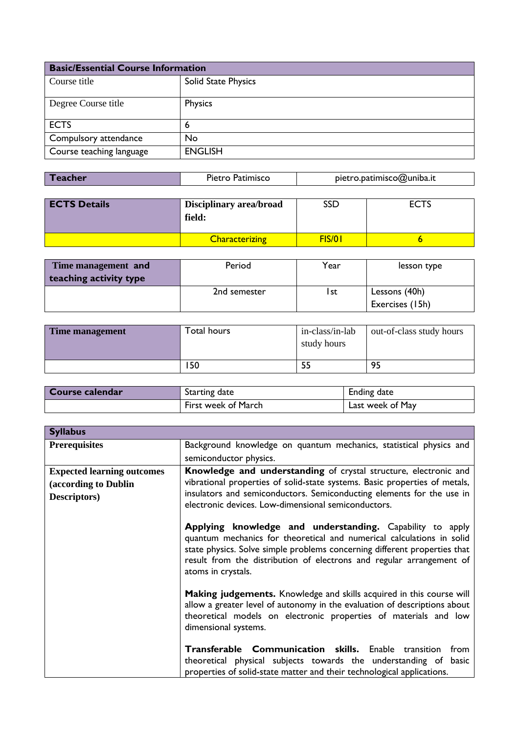| Basic/Essential Course Information | |
|---|---|
| Course title | Solid State Physics |
| Degree Course title | Physics |
| ECTS | 6 |
| Compulsory attendance | No |
| Course teaching language | ENGLISH |

| Teacher | Pietro Patimisco | pietro.patimisco@uniba.it |
|---|---|---|

| ECTS Details | Disciplinary area/broad field: | SSD | ECTS |
|---|---|---|---|
| | Characterizing | FIS/01 | 6 |

| Time management and teaching activity type | Period | Year | lesson type |
|---|---|---|---|
| | 2nd semester | 1st | Lessons (40h)<br>Exercises (15h) |

| Time management | Total hours | in-class/in-lab study hours | out-of-class study hours |
|---|---|---|---|
| | 150 | 55 | 95 |

| Course calendar | Starting date | Ending date |
|---|---|---|
| | First week of March | Last week of May |

| Syllabus | |
|---|---|
| **Prerequisites** | Background knowledge on quantum mechanics, statistical physics and semiconductor physics. |
| **Expected learning outcomes (according to Dublin Descriptors)** | **Knowledge and understanding** of crystal structure, electronic and vibrational properties of solid-state systems. Basic properties of metals, insulators and semiconductors. Semiconducting elements for the use in electronic devices. Low-dimensional semiconductors.<br><br>**Applying knowledge and understanding.** Capability to apply quantum mechanics for theoretical and numerical calculations in solid state physics. Solve simple problems concerning different properties that result from the distribution of electrons and regular arrangement of atoms in crystals.<br><br>**Making judgements.** Knowledge and skills acquired in this course will allow a greater level of autonomy in the evaluation of descriptions about theoretical models on electronic properties of materials and low dimensional systems.<br><br>**Transferable Communication skills.** Enable transition from theoretical physical subjects towards the understanding of basic properties of solid-state matter and their technological applications. |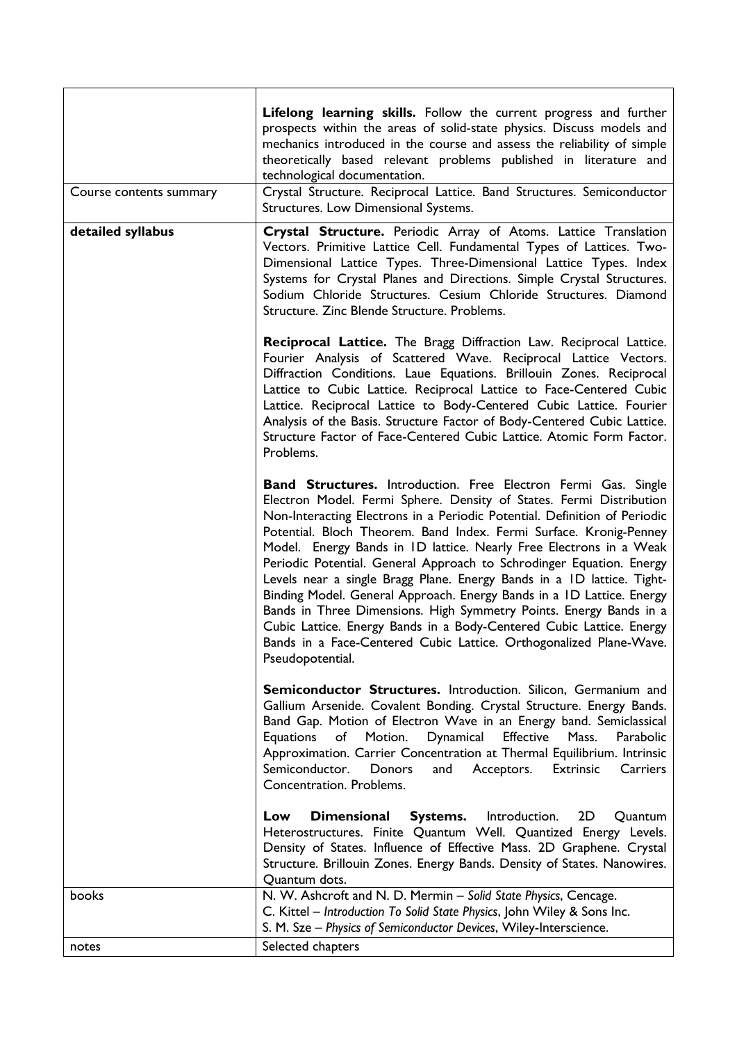| | |
|---|---|
| | **Lifelong learning skills.** Follow the current progress and further prospects within the areas of solid-state physics. Discuss models and mechanics introduced in the course and assess the reliability of simple theoretically based relevant problems published in literature and technological documentation. |
| Course contents summary | Crystal Structure. Reciprocal Lattice. Band Structures. Semiconductor Structures. Low Dimensional Systems. |
| **detailed syllabus** | **Crystal Structure.** Periodic Array of Atoms. Lattice Translation Vectors. Primitive Lattice Cell. Fundamental Types of Lattices. Two-Dimensional Lattice Types. Three-Dimensional Lattice Types. Index Systems for Crystal Planes and Directions. Simple Crystal Structures. Sodium Chloride Structures. Cesium Chloride Structures. Diamond Structure. Zinc Blende Structure. Problems.<br><br>**Reciprocal Lattice.** The Bragg Diffraction Law. Reciprocal Lattice. Fourier Analysis of Scattered Wave. Reciprocal Lattice Vectors. Diffraction Conditions. Laue Equations. Brillouin Zones. Reciprocal Lattice to Cubic Lattice. Reciprocal Lattice to Face-Centered Cubic Lattice. Reciprocal Lattice to Body-Centered Cubic Lattice. Fourier Analysis of the Basis. Structure Factor of Body-Centered Cubic Lattice. Structure Factor of Face-Centered Cubic Lattice. Atomic Form Factor. Problems.<br><br>**Band Structures.** Introduction. Free Electron Fermi Gas. Single Electron Model. Fermi Sphere. Density of States. Fermi Distribution Non-Interacting Electrons in a Periodic Potential. Definition of Periodic Potential. Bloch Theorem. Band Index. Fermi Surface. Kronig-Penney Model. Energy Bands in 1D lattice. Nearly Free Electrons in a Weak Periodic Potential. General Approach to Schrodinger Equation. Energy Levels near a single Bragg Plane. Energy Bands in a 1D lattice. Tight-Binding Model. General Approach. Energy Bands in a 1D Lattice. Energy Bands in Three Dimensions. High Symmetry Points. Energy Bands in a Cubic Lattice. Energy Bands in a Body-Centered Cubic Lattice. Energy Bands in a Face-Centered Cubic Lattice. Orthogonalized Plane-Wave. Pseudopotential.<br><br>**Semiconductor Structures.** Introduction. Silicon, Germanium and Gallium Arsenide. Covalent Bonding. Crystal Structure. Energy Bands. Band Gap. Motion of Electron Wave in an Energy band. Semiclassical Equations of Motion. Dynamical Effective Mass. Parabolic Approximation. Carrier Concentration at Thermal Equilibrium. Intrinsic Semiconductor. Donors and Acceptors. Extrinsic Carriers Concentration. Problems.<br><br>**Low Dimensional Systems.** Introduction. 2D Quantum Heterostructures. Finite Quantum Well. Quantized Energy Levels. Density of States. Influence of Effective Mass. 2D Graphene. Crystal Structure. Brillouin Zones. Energy Bands. Density of States. Nanowires. Quantum dots. |
| books | N. W. Ashcroft and N. D. Mermin – *Solid State Physics*, Cencage.<br>C. Kittel – *Introduction To Solid State Physics*, John Wiley & Sons Inc.<br>S. M. Sze – *Physics of Semiconductor Devices*, Wiley-Interscience. |
| notes | Selected chapters |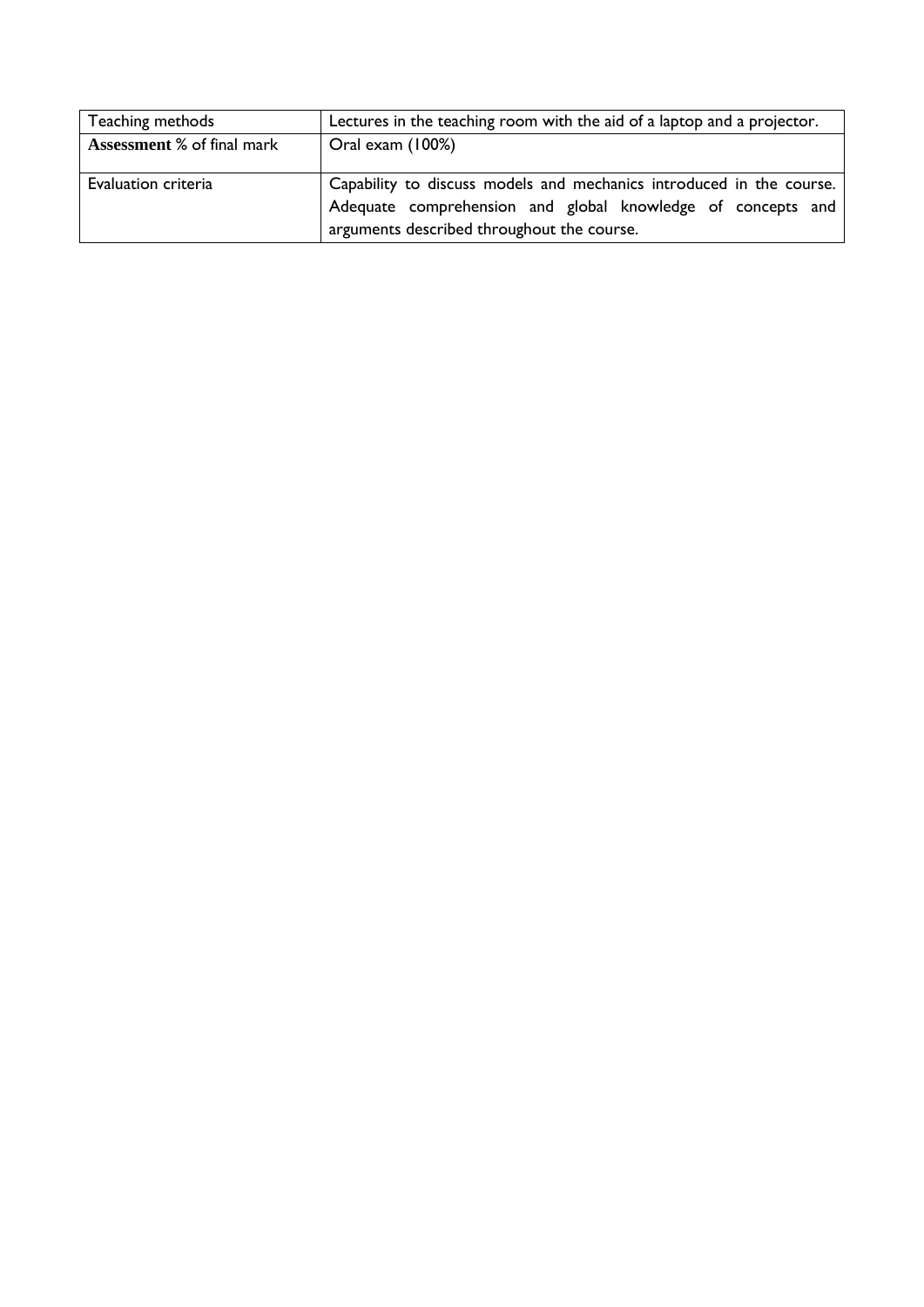| | |
|---|---|
| Teaching methods | Lectures in the teaching room with the aid of a laptop and a projector. |
| **Assessment** % of final mark | Oral exam (100%) |
| Evaluation criteria | Capability to discuss models and mechanics introduced in the course. Adequate comprehension and global knowledge of concepts and arguments described throughout the course. |